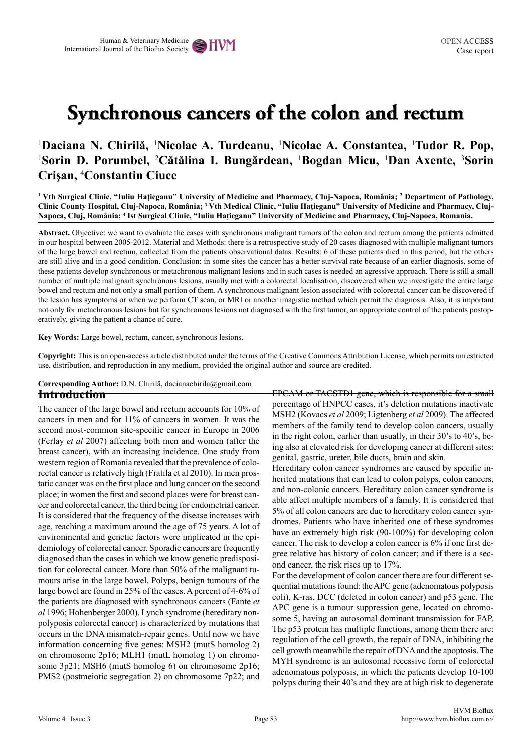# Synchronous cancers of the colon and rectum

[1]Daciana N. Chirilă, [1]Nicolae A. Turdeanu, [1]Nicolae A. Constantea, [1]Tudor R. Pop, [1]Sorin D. Porumbel, [2]Cătălina I. Bungărdean, [1]Bogdan Micu, [1]Dan Axente, [3]Sorin Crişan, [4]Constantin Ciuce

[1] Vth Surgical Clinic, "Iuliu Haţieganu" University of Medicine and Pharmacy, Cluj-Napoca, România; [2] Department of Pathology, Clinic County Hospital, Cluj-Napoca, România; [3] Vth Medical Clinic, "Iuliu Haţieganu" University of Medicine and Pharmacy, Cluj-Napoca, Cluj, România; [4] Ist Surgical Clinic, "Iuliu Haţieganu" University of Medicine and Pharmacy, Cluj-Napoca, Romania.

**Abstract.** Objective: we want to evaluate the cases with synchronous malignant tumors of the colon and rectum among the patients admitted in our hospital between 2005-2012. Material and Methods: there is a retrospective study of 20 cases diagnosed with multiple malignant tumors of the large bowel and rectum, collected from the patients observational datas. Results: 6 of these patients died in this period, but the others are still alive and in a good condition. Conclusion: in some sites the cancer has a better survival rate because of an earlier diagnosis, some of these patients develop synchronous or metachronous malignant lesions and in such cases is needed an agressive approach. There is still a small number of multiple malignant synchronous lesions, usually met with a colorectal localisation, discovered when we investigate the entire large bowel and rectum and not only a small portion of them. A synchronous malignant lesion associated with colorectal cancer can be discovered if the lesion has symptoms or when we perform CT scan, or MRI or another imagistic method which permit the diagnosis. Also, it is important not only for metachronous lesions but for synchronous lesions not diagnosed with the first tumor, an appropriate control of the patients postoperatively, giving the patient a chance of cure.

**Key Words:** Large bowel, rectum, cancer, synchronous lesions.

**Copyright:** This is an open-access article distributed under the terms of the Creative Commons Attribution License, which permits unrestricted use, distribution, and reproduction in any medium, provided the original author and source are credited.

**Corresponding Author:** D.N. Chirilă, dacianachirila@gmail.com

## Introduction

The cancer of the large bowel and rectum accounts for 10% of cancers in men and for 11% of cancers in women. It was the second most-common site-specific cancer in Europe in 2006 (Ferlay *et al* 2007) affecting both men and women (after the breast cancer), with an increasing incidence. One study from western region of Romania revealed that the prevalence of colorectal cancer is relatively high (Fratila et al 2010). In men prostatic cancer was on the first place and lung cancer on the second place; in women the first and second places were for breast cancer and colorectal cancer, the third being for endometrial cancer. It is considered that the frequency of the disease increases with age, reaching a maximum around the age of 75 years. A lot of environmental and genetic factors were implicated in the epidemiology of colorectal cancer. Sporadic cancers are frequently diagnosed than the cases in which we know genetic predisposition for colorectal cancer. More than 50% of the malignant tumours arise in the large bowel. Polyps, benign tumours of the large bowel are found in 25% of the cases. A percent of 4-6% of the patients are diagnosed with synchronous cancers (Fante *et al* 1996; Hohenberger 2000). Lynch syndrome (hereditary nonpolyposis colorectal cancer) is characterized by mutations that occurs in the DNA mismatch-repair genes. Until now we have information concerning five genes: MSH2 (mutS homolog 2) on chromosome 2p16; MLH1 (mutL homolog 1) on chromosome 3p21; MSH6 (mutS homolog 6) on chromosome 2p16; PMS2 (postmeiotic segregation 2) on chromosome 7p22; and EPCAM or TACSTD1 gene, which is responsible for a small percentage of HNPCC cases, it's deletion mutations inactivate MSH2 (Kovacs *et al* 2009; Ligtenberg *et al* 2009). The affected members of the family tend to develop colon cancers, usually in the right colon, earlier than usually, in their 30's to 40's, being also at elevated risk for developing cancer at different sites: genital, gastric, ureter, bile ducts, brain and skin.

Hereditary colon cancer syndromes are caused by specific inherited mutations that can lead to colon polyps, colon cancers, and non-colonic cancers. Hereditary colon cancer syndrome is able affect multiple members of a family. It is considered that 5% of all colon cancers are due to hereditary colon cancer syndromes. Patients who have inherited one of these syndromes have an extremely high risk (90-100%) for developing colon cancer. The risk to develop a colon cancer is 6% if one first degree relative has history of colon cancer; and if there is a second cancer, the risk rises up to 17%.

For the development of colon cancer there are four different sequential mutations found: the APC gene (adenomatous polyposis coli), K-ras, DCC (deleted in colon cancer) and p53 gene. The APC gene is a tumour suppression gene, located on chromosome 5, having an autosomal dominant transmission for FAP. The p53 protein has multiple functions, among them there are: regulation of the cell growth, the repair of DNA, inhibiting the cell growth meanwhile the repair of DNA and the apoptosis. The MYH syndrome is an autosomal recessive form of colorectal adenomatous polyposis, in which the patients develop 10-100 polyps during their 40's and they are at high risk to degenerate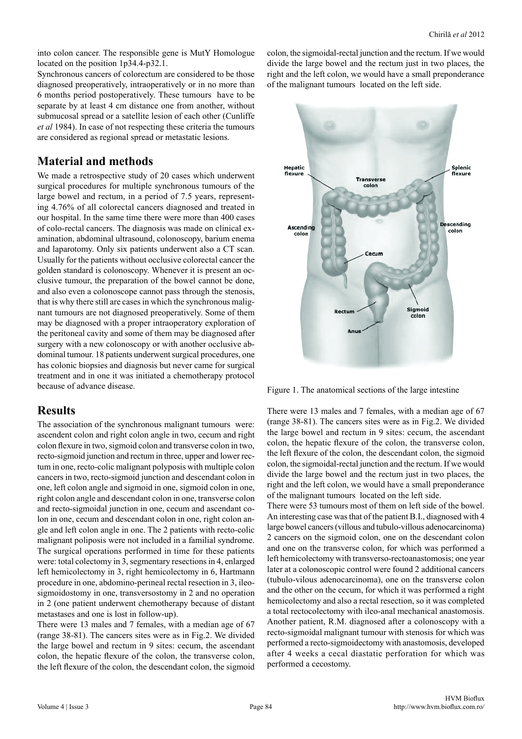into colon cancer. The responsible gene is MutY Homologue located on the position 1p34.4-p32.1.

Synchronous cancers of colorectum are considered to be those diagnosed preoperatively, intraoperatively or in no more than 6 months period postoperatively. These tumours have to be separate by at least 4 cm distance one from another, without submucosal spread or a satellite lesion of each other (Cunliffe *et al* 1984). In case of not respecting these criteria the tumours are considered as regional spread or metastatic lesions.

## Material and methods

We made a retrospective study of 20 cases which underwent surgical procedures for multiple synchronous tumours of the large bowel and rectum, in a period of 7.5 years, representing 4.76% of all colorectal cancers diagnosed and treated in our hospital. In the same time there were more than 400 cases of colo-rectal cancers. The diagnosis was made on clinical examination, abdominal ultrasound, colonoscopy, barium enema and laparotomy. Only six patients underwent also a CT scan. Usually for the patients without occlusive colorectal cancer the golden standard is colonoscopy. Whenever it is present an occlusive tumour, the preparation of the bowel cannot be done, and also even a colonoscope cannot pass through the stenosis, that is why there still are cases in which the synchronous malignant tumours are not diagnosed preoperatively. Some of them may be diagnosed with a proper intraoperatory exploration of the peritoneal cavity and some of them may be diagnosed after surgery with a new colonoscopy or with another occlusive abdominal tumour. 18 patients underwent surgical procedures, one has colonic biopsies and diagnosis but never came for surgical treatment and in one it was initiated a chemotherapy protocol because of advance disease.

## Results

The association of the synchronous malignant tumours were: ascendent colon and right colon angle in two, cecum and right colon flexure in two, sigmoid colon and transverse colon in two, recto-sigmoid junction and rectum in three, upper and lower rectum in one, recto-colic malignant polyposis with multiple colon cancers in two, recto-sigmoid junction and descendant colon in one, left colon angle and sigmoid in one, sigmoid colon in one, right colon angle and descendant colon in one, transverse colon and recto-sigmoidal junction in one, cecum and ascendant colon in one, cecum and descendant colon in one, right colon angle and left colon angle in one. The 2 patients with recto-colic malignant poliposis were not included in a familial syndrome. The surgical operations performed in time for these patients were: total colectomy in 3, segmentary resections in 4, enlarged left hemicolectomy in 3, right hemicolectomy in 6, Hartmann procedure in one, abdomino-perineal rectal resection in 3, ileo-sigmoidostomy in one, transversostomy in 2 and no operation in 2 (one patient underwent chemotherapy because of distant metastases and one is lost in follow-up).

There were 13 males and 7 females, with a median age of 67 (range 38-81). The cancers sites were as in Fig.2. We divided the large bowel and rectum in 9 sites: cecum, the ascendant colon, the hepatic flexure of the colon, the transverse colon, the left flexure of the colon, the descendant colon, the sigmoid colon, the sigmoidal-rectal junction and the rectum. If we would divide the large bowel and the rectum just in two places, the right and the left colon, we would have a small preponderance of the malignant tumours located on the left side.

Figure 1. The anatomical sections of the large intestine

There were 13 males and 7 females, with a median age of 67 (range 38-81). The cancers sites were as in Fig.2. We divided the large bowel and rectum in 9 sites: cecum, the ascendant colon, the hepatic flexure of the colon, the transverse colon, the left flexure of the colon, the descendant colon, the sigmoid colon, the sigmoidal-rectal junction and the rectum. If we would divide the large bowel and the rectum just in two places, the right and the left colon, we would have a small preponderance of the malignant tumours located on the left side.

There were 53 tumours most of them on left side of the bowel. An interesting case was that of the patient B.I., diagnosed with 4 large bowel cancers (villous and tubulo-villous adenocarcinoma) 2 cancers on the sigmoid colon, one on the descendant colon and one on the transverse colon, for which was performed a left hemicolectomy with transverso-rectoanastomosis; one year later at a colonoscopic control were found 2 additional cancers (tubulo-vilous adenocarcinoma), one on the transverse colon and the other on the cecum, for which it was performed a right hemicolectomy and also a rectal resection, so it was completed a total rectocolectomy with ileo-anal mechanical anastomosis. Another patient, R.M. diagnosed after a colonoscopy with a recto-sigmoidal malignant tumour with stenosis for which was performed a recto-sigmoidectomy with anastomosis, developed after 4 weeks a cecal diastatic perforation for which was performed a cecostomy.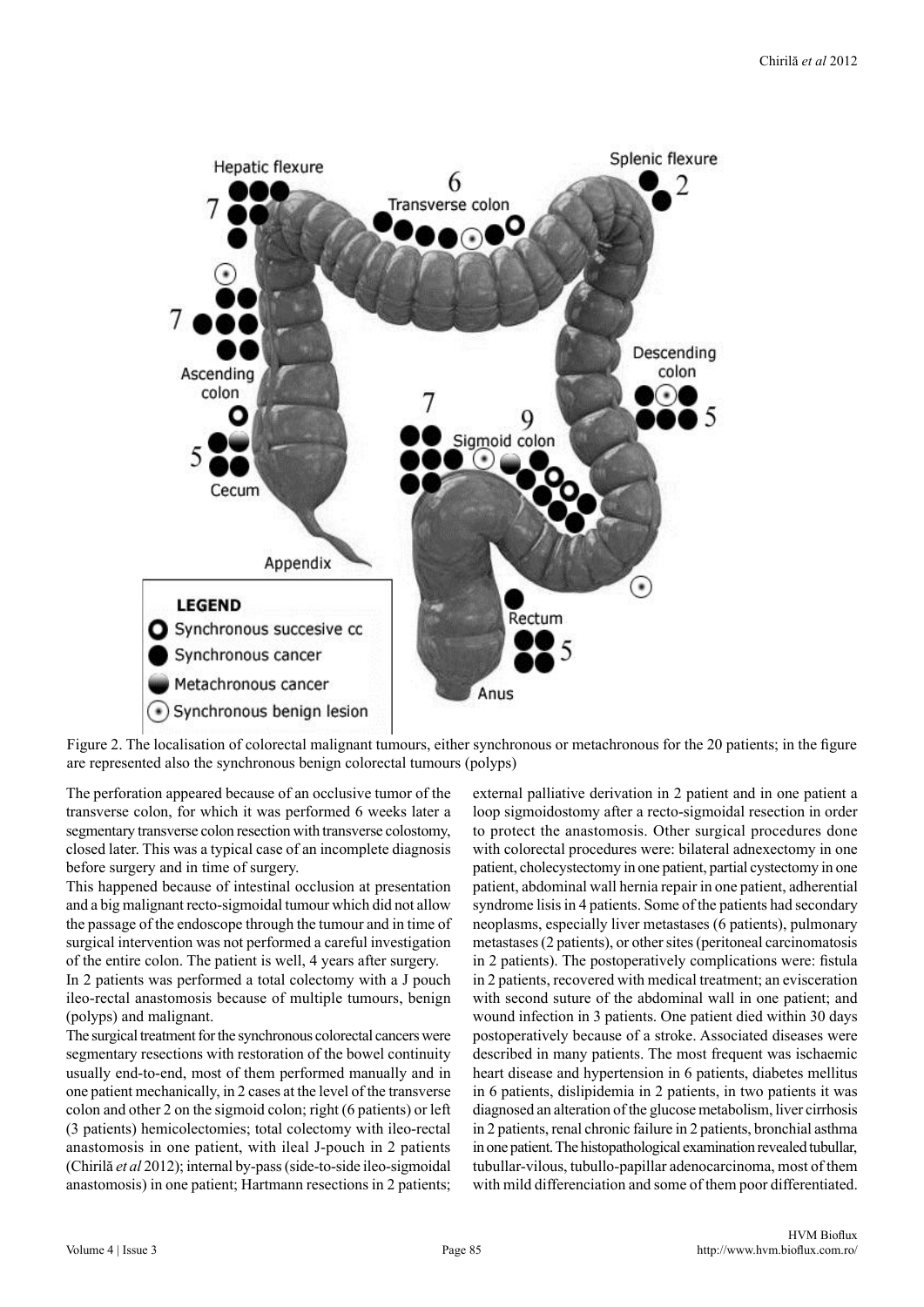Figure 2. The localisation of colorectal malignant tumours, either synchronous or metachronous for the 20 patients; in the figure are represented also the synchronous benign colorectal tumours (polyps)

The perforation appeared because of an occlusive tumor of the transverse colon, for which it was performed 6 weeks later a segmentary transverse colon resection with transverse colostomy, closed later. This was a typical case of an incomplete diagnosis before surgery and in time of surgery.

This happened because of intestinal occlusion at presentation and a big malignant recto-sigmoidal tumour which did not allow the passage of the endoscope through the tumour and in time of surgical intervention was not performed a careful investigation of the entire colon. The patient is well, 4 years after surgery.

In 2 patients was performed a total colectomy with a J pouch ileo-rectal anastomosis because of multiple tumours, benign (polyps) and malignant.

The surgical treatment for the synchronous colorectal cancers were segmentary resections with restoration of the bowel continuity usually end-to-end, most of them performed manually and in one patient mechanically, in 2 cases at the level of the transverse colon and other 2 on the sigmoid colon; right (6 patients) or left (3 patients) hemicolectomies; total colectomy with ileo-rectal anastomosis in one patient, with ileal J-pouch in 2 patients (Chirilă *et al* 2012); internal by-pass (side-to-side ileo-sigmoidal anastomosis) in one patient; Hartmann resections in 2 patients; external palliative derivation in 2 patient and in one patient a loop sigmoidostomy after a recto-sigmoidal resection in order to protect the anastomosis. Other surgical procedures done with colorectal procedures were: bilateral adnexectomy in one patient, cholecystectomy in one patient, partial cystectomy in one patient, abdominal wall hernia repair in one patient, adherential syndrome lisis in 4 patients. Some of the patients had secondary neoplasms, especially liver metastases (6 patients), pulmonary metastases (2 patients), or other sites (peritoneal carcinomatosis in 2 patients). The postoperatively complications were: fistula in 2 patients, recovered with medical treatment; an evisceration with second suture of the abdominal wall in one patient; and wound infection in 3 patients. One patient died within 30 days postoperatively because of a stroke. Associated diseases were described in many patients. The most frequent was ischaemic heart disease and hypertension in 6 patients, diabetes mellitus in 6 patients, dislipidemia in 2 patients, in two patients it was diagnosed an alteration of the glucose metabolism, liver cirrhosis in 2 patients, renal chronic failure in 2 patients, bronchial asthma in one patient. The histopathological examination revealed tubullar, tubullar-vilous, tubullo-papillar adenocarcinoma, most of them with mild differenciation and some of them poor differentiated.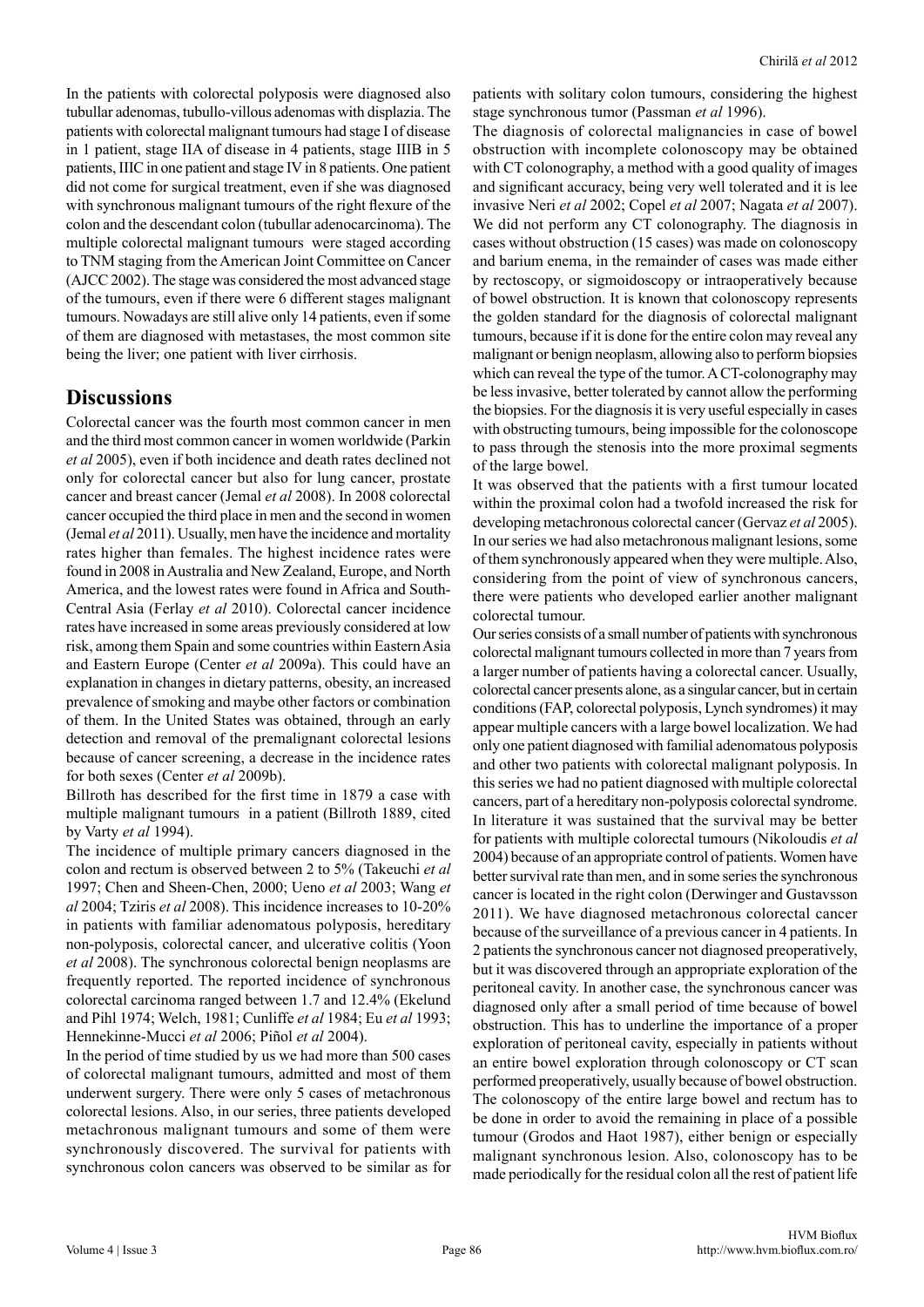In the patients with colorectal polyposis were diagnosed also tubullar adenomas, tubullo-villous adenomas with displazia. The patients with colorectal malignant tumours had stage I of disease in 1 patient, stage IIA of disease in 4 patients, stage IIIB in 5 patients, IIIC in one patient and stage IV in 8 patients. One patient did not come for surgical treatment, even if she was diagnosed with synchronous malignant tumours of the right flexure of the colon and the descendant colon (tubullar adenocarcinoma). The multiple colorectal malignant tumours were staged according to TNM staging from the American Joint Committee on Cancer (AJCC 2002). The stage was considered the most advanced stage of the tumours, even if there were 6 different stages malignant tumours. Nowadays are still alive only 14 patients, even if some of them are diagnosed with metastases, the most common site being the liver; one patient with liver cirrhosis.

## Discussions

Colorectal cancer was the fourth most common cancer in men and the third most common cancer in women worldwide (Parkin *et al* 2005), even if both incidence and death rates declined not only for colorectal cancer but also for lung cancer, prostate cancer and breast cancer (Jemal *et al* 2008). In 2008 colorectal cancer occupied the third place in men and the second in women (Jemal *et al* 2011). Usually, men have the incidence and mortality rates higher than females. The highest incidence rates were found in 2008 in Australia and New Zealand, Europe, and North America, and the lowest rates were found in Africa and South-Central Asia (Ferlay *et al* 2010). Colorectal cancer incidence rates have increased in some areas previously considered at low risk, among them Spain and some countries within Eastern Asia and Eastern Europe (Center *et al* 2009a). This could have an explanation in changes in dietary patterns, obesity, an increased prevalence of smoking and maybe other factors or combination of them. In the United States was obtained, through an early detection and removal of the premalignant colorectal lesions because of cancer screening, a decrease in the incidence rates for both sexes (Center *et al* 2009b).

Billroth has described for the first time in 1879 a case with multiple malignant tumours in a patient (Billroth 1889, cited by Varty *et al* 1994).

The incidence of multiple primary cancers diagnosed in the colon and rectum is observed between 2 to 5% (Takeuchi *et al* 1997; Chen and Sheen-Chen, 2000; Ueno *et al* 2003; Wang *et al* 2004; Tziris *et al* 2008). This incidence increases to 10-20% in patients with familiar adenomatous polyposis, hereditary non-polyposis, colorectal cancer, and ulcerative colitis (Yoon *et al* 2008). The synchronous colorectal benign neoplasms are frequently reported. The reported incidence of synchronous colorectal carcinoma ranged between 1.7 and 12.4% (Ekelund and Pihl 1974; Welch, 1981; Cunliffe *et al* 1984; Eu *et al* 1993; Hennekinne-Mucci *et al* 2006; Piñol *et al* 2004).

In the period of time studied by us we had more than 500 cases of colorectal malignant tumours, admitted and most of them underwent surgery. There were only 5 cases of metachronous colorectal lesions. Also, in our series, three patients developed metachronous malignant tumours and some of them were synchronously discovered. The survival for patients with synchronous colon cancers was observed to be similar as for patients with solitary colon tumours, considering the highest stage synchronous tumor (Passman *et al* 1996).

The diagnosis of colorectal malignancies in case of bowel obstruction with incomplete colonoscopy may be obtained with CT colonography, a method with a good quality of images and significant accuracy, being very well tolerated and it is lee invasive Neri *et al* 2002; Copel *et al* 2007; Nagata *et al* 2007). We did not perform any CT colonography. The diagnosis in cases without obstruction (15 cases) was made on colonoscopy and barium enema, in the remainder of cases was made either by rectoscopy, or sigmoidoscopy or intraoperatively because of bowel obstruction. It is known that colonoscopy represents the golden standard for the diagnosis of colorectal malignant tumours, because if it is done for the entire colon may reveal any malignant or benign neoplasm, allowing also to perform biopsies which can reveal the type of the tumor. A CT-colonography may be less invasive, better tolerated by cannot allow the performing the biopsies. For the diagnosis it is very useful especially in cases with obstructing tumours, being impossible for the colonoscope to pass through the stenosis into the more proximal segments of the large bowel.

It was observed that the patients with a first tumour located within the proximal colon had a twofold increased the risk for developing metachronous colorectal cancer (Gervaz *et al* 2005). In our series we had also metachronous malignant lesions, some of them synchronously appeared when they were multiple. Also, considering from the point of view of synchronous cancers, there were patients who developed earlier another malignant colorectal tumour.

Our series consists of a small number of patients with synchronous colorectal malignant tumours collected in more than 7 years from a larger number of patients having a colorectal cancer. Usually, colorectal cancer presents alone, as a singular cancer, but in certain conditions (FAP, colorectal polyposis, Lynch syndromes) it may appear multiple cancers with a large bowel localization. We had only one patient diagnosed with familial adenomatous polyposis and other two patients with colorectal malignant polyposis. In this series we had no patient diagnosed with multiple colorectal cancers, part of a hereditary non-polyposis colorectal syndrome. In literature it was sustained that the survival may be better for patients with multiple colorectal tumours (Nikoloudis *et al* 2004) because of an appropriate control of patients. Women have better survival rate than men, and in some series the synchronous cancer is located in the right colon (Derwinger and Gustavsson 2011). We have diagnosed metachronous colorectal cancer because of the surveillance of a previous cancer in 4 patients. In 2 patients the synchronous cancer not diagnosed preoperatively, but it was discovered through an appropriate exploration of the peritoneal cavity. In another case, the synchronous cancer was diagnosed only after a small period of time because of bowel obstruction. This has to underline the importance of a proper exploration of peritoneal cavity, especially in patients without an entire bowel exploration through colonoscopy or CT scan performed preoperatively, usually because of bowel obstruction. The colonoscopy of the entire large bowel and rectum has to be done in order to avoid the remaining in place of a possible tumour (Grodos and Haot 1987), either benign or especially malignant synchronous lesion. Also, colonoscopy has to be made periodically for the residual colon all the rest of patient life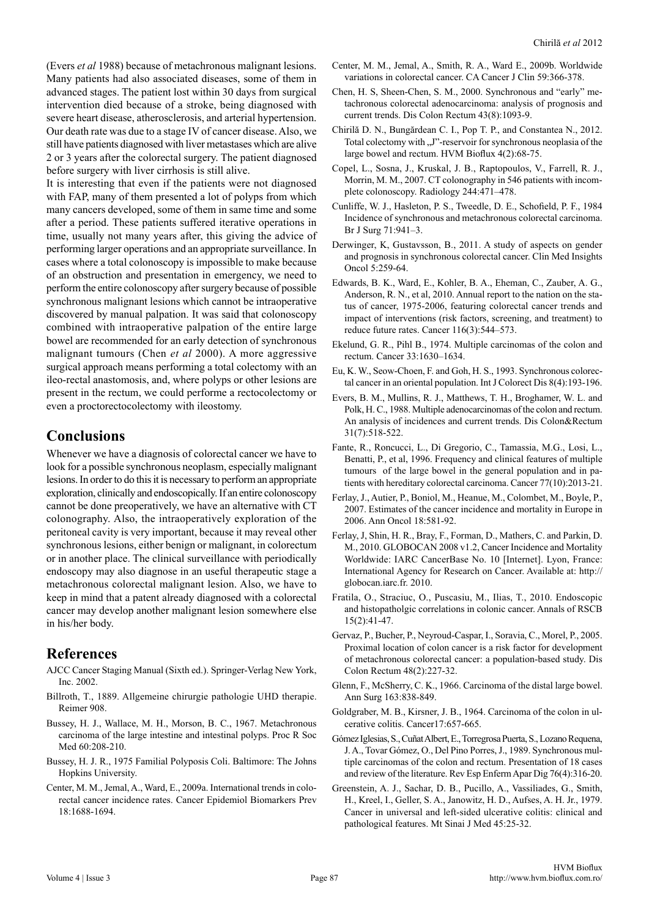(Evers *et al* 1988) because of metachronous malignant lesions. Many patients had also associated diseases, some of them in advanced stages. The patient lost within 30 days from surgical intervention died because of a stroke, being diagnosed with severe heart disease, atherosclerosis, and arterial hypertension. Our death rate was due to a stage IV of cancer disease. Also, we still have patients diagnosed with liver metastases which are alive 2 or 3 years after the colorectal surgery. The patient diagnosed before surgery with liver cirrhosis is still alive.

It is interesting that even if the patients were not diagnosed with FAP, many of them presented a lot of polyps from which many cancers developed, some of them in same time and some after a period. These patients suffered iterative operations in time, usually not many years after, this giving the advice of performing larger operations and an appropriate surveillance. In cases where a total colonoscopy is impossible to make because of an obstruction and presentation in emergency, we need to perform the entire colonoscopy after surgery because of possible synchronous malignant lesions which cannot be intraoperative discovered by manual palpation. It was said that colonoscopy combined with intraoperative palpation of the entire large bowel are recommended for an early detection of synchronous malignant tumours (Chen *et al* 2000). A more aggressive surgical approach means performing a total colectomy with an ileo-rectal anastomosis, and, where polyps or other lesions are present in the rectum, we could performe a rectocolectomy or even a proctorectocolectomy with ileostomy.

## Conclusions

Whenever we have a diagnosis of colorectal cancer we have to look for a possible synchronous neoplasm, especially malignant lesions. In order to do this it is necessary to perform an appropriate exploration, clinically and endoscopically. If an entire colonoscopy cannot be done preoperatively, we have an alternative with CT colonography. Also, the intraoperatively exploration of the peritoneal cavity is very important, because it may reveal other synchronous lesions, either benign or malignant, in colorectum or in another place. The clinical surveillance with periodically endoscopy may also diagnose in an useful therapeutic stage a metachronous colorectal malignant lesion. Also, we have to keep in mind that a patent already diagnosed with a colorectal cancer may develop another malignant lesion somewhere else in his/her body.

## References

AJCC Cancer Staging Manual (Sixth ed.). Springer-Verlag New York, Inc. 2002.

Billroth, T., 1889. Allgemeine chirurgie pathologie UHD therapie. Reimer 908.

Bussey, H. J., Wallace, M. H., Morson, B. C., 1967. Metachronous carcinoma of the large intestine and intestinal polyps. Proc R Soc Med 60:208-210.

Bussey, H. J. R., 1975 Familial Polyposis Coli. Baltimore: The Johns Hopkins University.

Center, M. M., Jemal, A., Ward, E., 2009a. International trends in colorectal cancer incidence rates. Cancer Epidemiol Biomarkers Prev 18:1688-1694.

Center, M. M., Jemal, A., Smith, R. A., Ward E., 2009b. Worldwide variations in colorectal cancer. CA Cancer J Clin 59:366-378.

Chen, H. S, Sheen-Chen, S. M., 2000. Synchronous and "early" metachronous colorectal adenocarcinoma: analysis of prognosis and current trends. Dis Colon Rectum 43(8):1093-9.

Chirilă D. N., Bungărdean C. I., Pop T. P., and Constantea N., 2012. Total colectomy with „J"-reservoir for synchronous neoplasia of the large bowel and rectum. HVM Bioflux 4(2):68-75.

Copel, L., Sosna, J., Kruskal, J. B., Raptopoulos, V., Farrell, R. J., Morrin, M. M., 2007. CT colonography in 546 patients with incomplete colonoscopy. Radiology 244:471–478.

Cunliffe, W. J., Hasleton, P. S., Tweedle, D. E., Schofield, P. F., 1984 Incidence of synchronous and metachronous colorectal carcinoma. Br J Surg 71:941–3.

Derwinger, K, Gustavsson, B., 2011. A study of aspects on gender and prognosis in synchronous colorectal cancer. Clin Med Insights Oncol 5:259-64.

Edwards, B. K., Ward, E., Kohler, B. A., Eheman, C., Zauber, A. G., Anderson, R. N., et al, 2010. Annual report to the nation on the status of cancer, 1975-2006, featuring colorectal cancer trends and impact of interventions (risk factors, screening, and treatment) to reduce future rates. Cancer 116(3):544–573.

Ekelund, G. R., Pihl B., 1974. Multiple carcinomas of the colon and rectum. Cancer 33:1630–1634.

Eu, K. W., Seow-Choen, F. and Goh, H. S., 1993. Synchronous colorectal cancer in an oriental population. Int J Colorect Dis 8(4):193-196.

Evers, B. M., Mullins, R. J., Matthews, T. H., Broghamer, W. L. and Polk, H. C., 1988. Multiple adenocarcinomas of the colon and rectum. An analysis of incidences and current trends. Dis Colon&Rectum 31(7):518-522.

Fante, R., Roncucci, L., Di Gregorio, C., Tamassia, M.G., Losi, L., Benatti, P., et al, 1996. Frequency and clinical features of multiple tumours of the large bowel in the general population and in patients with hereditary colorectal carcinoma. Cancer 77(10):2013-21.

Ferlay, J., Autier, P., Boniol, M., Heanue, M., Colombet, M., Boyle, P., 2007. Estimates of the cancer incidence and mortality in Europe in 2006. Ann Oncol 18:581-92.

Ferlay, J, Shin, H. R., Bray, F., Forman, D., Mathers, C. and Parkin, D. M., 2010. GLOBOCAN 2008 v1.2, Cancer Incidence and Mortality Worldwide: IARC CancerBase No. 10 [Internet]. Lyon, France: International Agency for Research on Cancer. Available at: http://globocan.iarc.fr. 2010.

Fratila, O., Straciuc, O., Puscasiu, M., Ilias, T., 2010. Endoscopic and histopatholgic correlations in colonic cancer. Annals of RSCB 15(2):41-47.

Gervaz, P., Bucher, P., Neyroud-Caspar, I., Soravia, C., Morel, P., 2005. Proximal location of colon cancer is a risk factor for development of metachronous colorectal cancer: a population-based study. Dis Colon Rectum 48(2):227-32.

Glenn, F., McSherry, C. K., 1966. Carcinoma of the distal large bowel. Ann Surg 163:838-849.

Goldgraber, M. B., Kirsner, J. B., 1964. Carcinoma of the colon in ulcerative colitis. Cancer17:657-665.

Gómez Iglesias, S., Cuñat Albert, E., Torregrosa Puerta, S., Lozano Requena, J. A., Tovar Gómez, O., Del Pino Porres, J., 1989. Synchronous multiple carcinomas of the colon and rectum. Presentation of 18 cases and review of the literature. Rev Esp Enferm Apar Dig 76(4):316-20.

Greenstein, A. J., Sachar, D. B., Pucillo, A., Vassiliades, G., Smith, H., Kreel, I., Geller, S. A., Janowitz, H. D., Aufses, A. H. Jr., 1979. Cancer in universal and left-sided ulcerative colitis: clinical and pathological features. Mt Sinai J Med 45:25-32.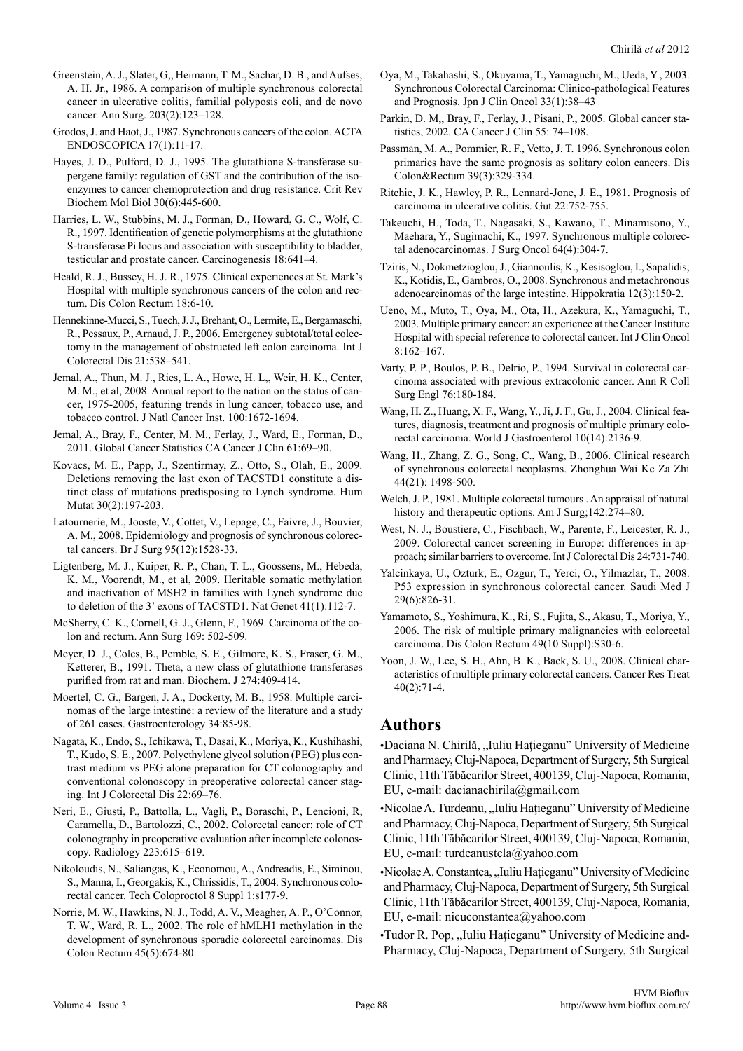Greenstein, A. J., Slater, G,, Heimann, T. M., Sachar, D. B., and Aufses, A. H. Jr., 1986. A comparison of multiple synchronous colorectal cancer in ulcerative colitis, familial polyposis coli, and de novo cancer. Ann Surg. 203(2):123–128.

Grodos, J. and Haot, J., 1987. Synchronous cancers of the colon. ACTA ENDOSCOPICA 17(1):11-17.

Hayes, J. D., Pulford, D. J., 1995. The glutathione S-transferase supergene family: regulation of GST and the contribution of the isoenzymes to cancer chemoprotection and drug resistance. Crit Rev Biochem Mol Biol 30(6):445-600.

Harries, L. W., Stubbins, M. J., Forman, D., Howard, G. C., Wolf, C. R., 1997. Identification of genetic polymorphisms at the glutathione S-transferase Pi locus and association with susceptibility to bladder, testicular and prostate cancer. Carcinogenesis 18:641–4.

Heald, R. J., Bussey, H. J. R., 1975. Clinical experiences at St. Mark's Hospital with multiple synchronous cancers of the colon and rectum. Dis Colon Rectum 18:6-10.

Hennekinne-Mucci, S., Tuech, J. J., Brehant, O., Lermite, E., Bergamaschi, R., Pessaux, P., Arnaud, J. P., 2006. Emergency subtotal/total colectomy in the management of obstructed left colon carcinoma. Int J Colorectal Dis 21:538–541.

Jemal, A., Thun, M. J., Ries, L. A., Howe, H. L,, Weir, H. K., Center, M. M., et al, 2008. Annual report to the nation on the status of cancer, 1975-2005, featuring trends in lung cancer, tobacco use, and tobacco control. J Natl Cancer Inst. 100:1672-1694.

Jemal, A., Bray, F., Center, M. M., Ferlay, J., Ward, E., Forman, D., 2011. Global Cancer Statistics CA Cancer J Clin 61:69–90.

Kovacs, M. E., Papp, J., Szentirmay, Z., Otto, S., Olah, E., 2009. Deletions removing the last exon of TACSTD1 constitute a distinct class of mutations predisposing to Lynch syndrome. Hum Mutat 30(2):197-203.

Latournerie, M., Jooste, V., Cottet, V., Lepage, C., Faivre, J., Bouvier, A. M., 2008. Epidemiology and prognosis of synchronous colorectal cancers. Br J Surg 95(12):1528-33.

Ligtenberg, M. J., Kuiper, R. P., Chan, T. L., Goossens, M., Hebeda, K. M., Voorendt, M., et al, 2009. Heritable somatic methylation and inactivation of MSH2 in families with Lynch syndrome due to deletion of the 3' exons of TACSTD1. Nat Genet 41(1):112-7.

McSherry, C. K., Cornell, G. J., Glenn, F., 1969. Carcinoma of the colon and rectum. Ann Surg 169: 502-509.

Meyer, D. J., Coles, B., Pemble, S. E., Gilmore, K. S., Fraser, G. M., Ketterer, B., 1991. Theta, a new class of glutathione transferases purified from rat and man. Biochem. J 274:409-414.

Moertel, C. G., Bargen, J. A., Dockerty, M. B., 1958. Multiple carcinomas of the large intestine: a review of the literature and a study of 261 cases. Gastroenterology 34:85-98.

Nagata, K., Endo, S., Ichikawa, T., Dasai, K., Moriya, K., Kushihashi, T., Kudo, S. E., 2007. Polyethylene glycol solution (PEG) plus contrast medium vs PEG alone preparation for CT colonography and conventional colonoscopy in preoperative colorectal cancer staging. Int J Colorectal Dis 22:69–76.

Neri, E., Giusti, P., Battolla, L., Vagli, P., Boraschi, P., Lencioni, R, Caramella, D., Bartolozzi, C., 2002. Colorectal cancer: role of CT colonography in preoperative evaluation after incomplete colonoscopy. Radiology 223:615–619.

Nikoloudis, N., Saliangas, K., Economou, A., Andreadis, E., Siminou, S., Manna, I., Georgakis, K., Chrissidis, T., 2004. Synchronous colorectal cancer. Tech Coloproctol 8 Suppl 1:s177-9.

Norrie, M. W., Hawkins, N. J., Todd, A. V., Meagher, A. P., O'Connor, T. W., Ward, R. L., 2002. The role of hMLH1 methylation in the development of synchronous sporadic colorectal carcinomas. Dis Colon Rectum 45(5):674-80.

Oya, M., Takahashi, S., Okuyama, T., Yamaguchi, M., Ueda, Y., 2003. Synchronous Colorectal Carcinoma: Clinico-pathological Features and Prognosis. Jpn J Clin Oncol 33(1):38–43

Parkin, D. M,, Bray, F., Ferlay, J., Pisani, P., 2005. Global cancer statistics, 2002. CA Cancer J Clin 55: 74–108.

Passman, M. A., Pommier, R. F., Vetto, J. T. 1996. Synchronous colon primaries have the same prognosis as solitary colon cancers. Dis Colon&Rectum 39(3):329-334.

Ritchie, J. K., Hawley, P. R., Lennard-Jone, J. E., 1981. Prognosis of carcinoma in ulcerative colitis. Gut 22:752-755.

Takeuchi, H., Toda, T., Nagasaki, S., Kawano, T., Minamisono, Y., Maehara, Y., Sugimachi, K., 1997. Synchronous multiple colorectal adenocarcinomas. J Surg Oncol 64(4):304-7.

Tziris, N., Dokmetzioglou, J., Giannoulis, K., Kesisoglou, I., Sapalidis, K., Kotidis, E., Gambros, O., 2008. Synchronous and metachronous adenocarcinomas of the large intestine. Hippokratia 12(3):150-2.

Ueno, M., Muto, T., Oya, M., Ota, H., Azekura, K., Yamaguchi, T., 2003. Multiple primary cancer: an experience at the Cancer Institute Hospital with special reference to colorectal cancer. Int J Clin Oncol 8:162–167.

Varty, P. P., Boulos, P. B., Delrio, P., 1994. Survival in colorectal carcinoma associated with previous extracolonic cancer. Ann R Coll Surg Engl 76:180-184.

Wang, H. Z., Huang, X. F., Wang, Y., Ji, J. F., Gu, J., 2004. Clinical features, diagnosis, treatment and prognosis of multiple primary colorectal carcinoma. World J Gastroenterol 10(14):2136-9.

Wang, H., Zhang, Z. G., Song, C., Wang, B., 2006. Clinical research of synchronous colorectal neoplasms. Zhonghua Wai Ke Za Zhi 44(21): 1498-500.

Welch, J. P., 1981. Multiple colorectal tumours . An appraisal of natural history and therapeutic options. Am J Surg;142:274–80.

West, N. J., Boustiere, C., Fischbach, W., Parente, F., Leicester, R. J., 2009. Colorectal cancer screening in Europe: differences in approach; similar barriers to overcome. Int J Colorectal Dis 24:731-740.

Yalcinkaya, U., Ozturk, E., Ozgur, T., Yerci, O., Yilmazlar, T., 2008. P53 expression in synchronous colorectal cancer. Saudi Med J 29(6):826-31.

Yamamoto, S., Yoshimura, K., Ri, S., Fujita, S., Akasu, T., Moriya, Y., 2006. The risk of multiple primary malignancies with colorectal carcinoma. Dis Colon Rectum 49(10 Suppl):S30-6.

Yoon, J. W,, Lee, S. H., Ahn, B. K., Baek, S. U., 2008. Clinical characteristics of multiple primary colorectal cancers. Cancer Res Treat 40(2):71-4.

## Authors

- Daciana N. Chirilă, „Iuliu Haţieganu" University of Medicine and Pharmacy, Cluj-Napoca, Department of Surgery, 5th Surgical Clinic, 11th Tăbăcarilor Street, 400139, Cluj-Napoca, Romania, EU, e-mail: dacianachirila@gmail.com
- Nicolae A. Turdeanu, „Iuliu Haţieganu" University of Medicine and Pharmacy, Cluj-Napoca, Department of Surgery, 5th Surgical Clinic, 11th Tăbăcarilor Street, 400139, Cluj-Napoca, Romania, EU, e-mail: turdeanustela@yahoo.com
- Nicolae A. Constantea, „Iuliu Haţieganu" University of Medicine and Pharmacy, Cluj-Napoca, Department of Surgery, 5th Surgical Clinic, 11th Tăbăcarilor Street, 400139, Cluj-Napoca, Romania, EU, e-mail: nicuconstantea@yahoo.com
- Tudor R. Pop, „Iuliu Haţieganu" University of Medicine and-Pharmacy, Cluj-Napoca, Department of Surgery, 5th Surgical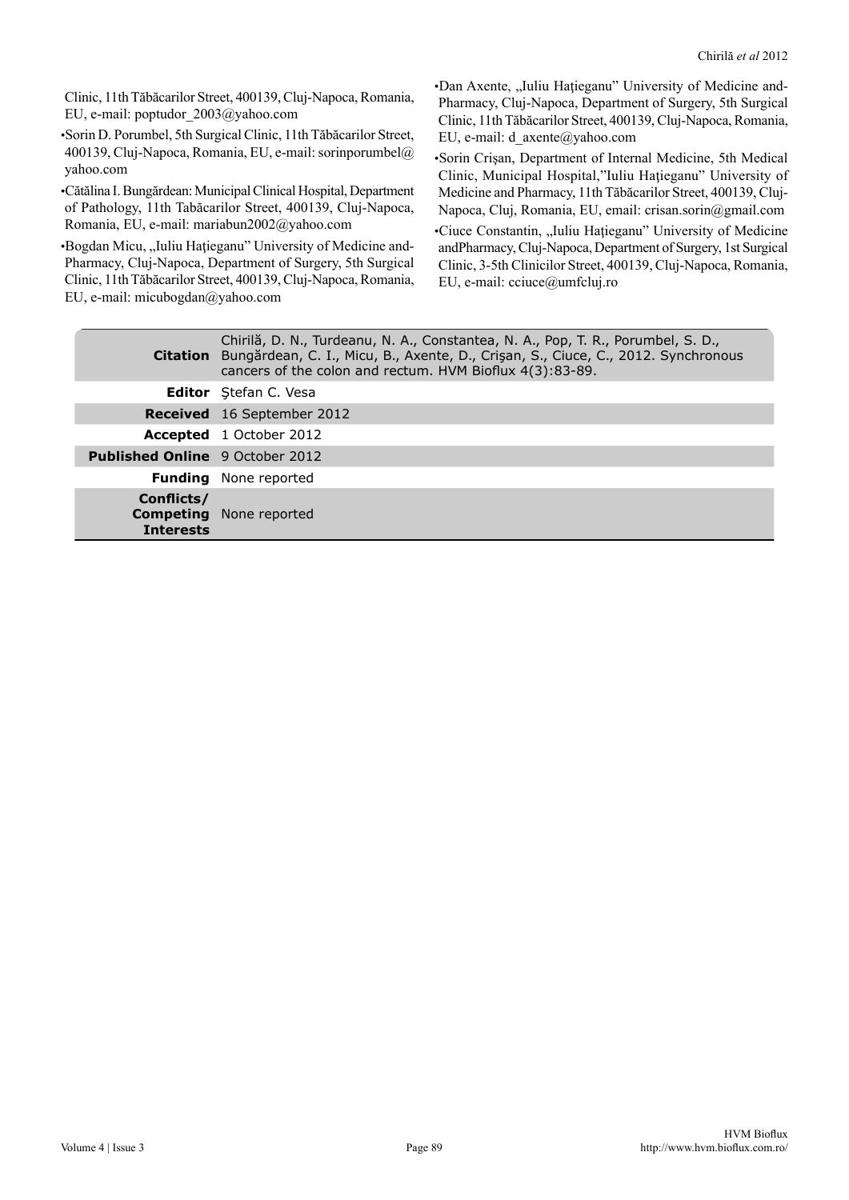Clinic, 11th Tăbăcarilor Street, 400139, Cluj-Napoca, Romania, EU, e-mail: poptudor_2003@yahoo.com

- Sorin D. Porumbel, 5th Surgical Clinic, 11th Tăbăcarilor Street, 400139, Cluj-Napoca, Romania, EU, e-mail: sorinporumbel@yahoo.com
- Cătălina I. Bungărdean: Municipal Clinical Hospital, Department of Pathology, 11th Tabăcarilor Street, 400139, Cluj-Napoca, Romania, EU, e-mail: mariabun2002@yahoo.com
- Bogdan Micu, „Iuliu Haţieganu" University of Medicine and-Pharmacy, Cluj-Napoca, Department of Surgery, 5th Surgical Clinic, 11th Tăbăcarilor Street, 400139, Cluj-Napoca, Romania, EU, e-mail: micubogdan@yahoo.com
- Dan Axente, „Iuliu Haţieganu" University of Medicine and-Pharmacy, Cluj-Napoca, Department of Surgery, 5th Surgical Clinic, 11th Tăbăcarilor Street, 400139, Cluj-Napoca, Romania, EU, e-mail: d_axente@yahoo.com
- Sorin Crişan, Department of Internal Medicine, 5th Medical Clinic, Municipal Hospital,"Iuliu Haţieganu" University of Medicine and Pharmacy, 11th Tăbăcarilor Street, 400139, Cluj-Napoca, Cluj, Romania, EU, email: crisan.sorin@gmail.com
- Ciuce Constantin, „Iuliu Haţieganu" University of Medicine andPharmacy, Cluj-Napoca, Department of Surgery, 1st Surgical Clinic, 3-5th Clinicilor Street, 400139, Cluj-Napoca, Romania, EU, e-mail: cciuce@umfcluj.ro

| | |
|---|---|
| **Citation** | Chirilă, D. N., Turdeanu, N. A., Constantea, N. A., Pop, T. R., Porumbel, S. D., Bungărdean, C. I., Micu, B., Axente, D., Crişan, S., Ciuce, C., 2012. Synchronous cancers of the colon and rectum. HVM Bioflux 4(3):83-89. |
| **Editor** | Ştefan C. Vesa |
| **Received** | 16 September 2012 |
| **Accepted** | 1 October 2012 |
| **Published Online** | 9 October 2012 |
| **Funding** | None reported |
| **Conflicts/ Competing Interests** | None reported |